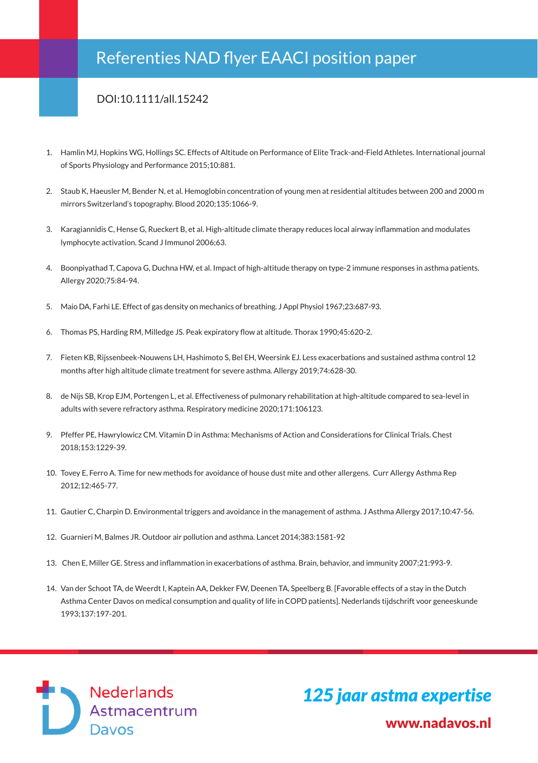# Referenties NAD flyer EAACI position paper

DOI:10.1111/all.15242

1. Hamlin MJ, Hopkins WG, Hollings SC. Effects of Altitude on Performance of Elite Track-and-Field Athletes. International journal of Sports Physiology and Performance 2015;10:881.

2. Staub K, Haeusler M, Bender N, et al. Hemoglobin concentration of young men at residential altitudes between 200 and 2000 m mirrors Switzerland's topography. Blood 2020;135:1066-9.

3. Karagiannidis C, Hense G, Rueckert B, et al. High-altitude climate therapy reduces local airway inflammation and modulates lymphocyte activation. Scand J Immunol 2006;63.

4. Boonpiyathad T, Capova G, Duchna HW, et al. Impact of high-altitude therapy on type-2 immune responses in asthma patients. Allergy 2020;75:84-94.

5. Maio DA, Farhi LE. Effect of gas density on mechanics of breathing. J Appl Physiol 1967;23:687-93.

6. Thomas PS, Harding RM, Milledge JS. Peak expiratory flow at altitude. Thorax 1990;45:620-2.

7. Fieten KB, Rijssenbeek-Nouwens LH, Hashimoto S, Bel EH, Weersink EJ. Less exacerbations and sustained asthma control 12 months after high altitude climate treatment for severe asthma. Allergy 2019;74:628-30.

8. de Nijs SB, Krop EJM, Portengen L, et al. Effectiveness of pulmonary rehabilitation at high-altitude compared to sea-level in adults with severe refractory asthma. Respiratory medicine 2020;171:106123.

9. Pfeffer PE, Hawrylowicz CM. Vitamin D in Asthma: Mechanisms of Action and Considerations for Clinical Trials. Chest 2018;153:1229-39.

10. Tovey E, Ferro A. Time for new methods for avoidance of house dust mite and other allergens. Curr Allergy Asthma Rep 2012;12:465-77.

11. Gautier C, Charpin D. Environmental triggers and avoidance in the management of asthma. J Asthma Allergy 2017;10:47-56.

12. Guarnieri M, Balmes JR. Outdoor air pollution and asthma. Lancet 2014;383:1581-92

13. Chen E, Miller GE. Stress and inflammation in exacerbations of asthma. Brain, behavior, and immunity 2007;21:993-9.

14. Van der Schoot TA, de Weerdt I, Kaptein AA, Dekker FW, Deenen TA, Speelberg B. [Favorable effects of a stay in the Dutch Asthma Center Davos on medical consumption and quality of life in COPD patients]. Nederlands tijdschrift voor geneeskunde 1993;137:197-201.

Nederlands Astmacentrum Davos

*125 jaar astma expertise*

**www.nadavos.nl**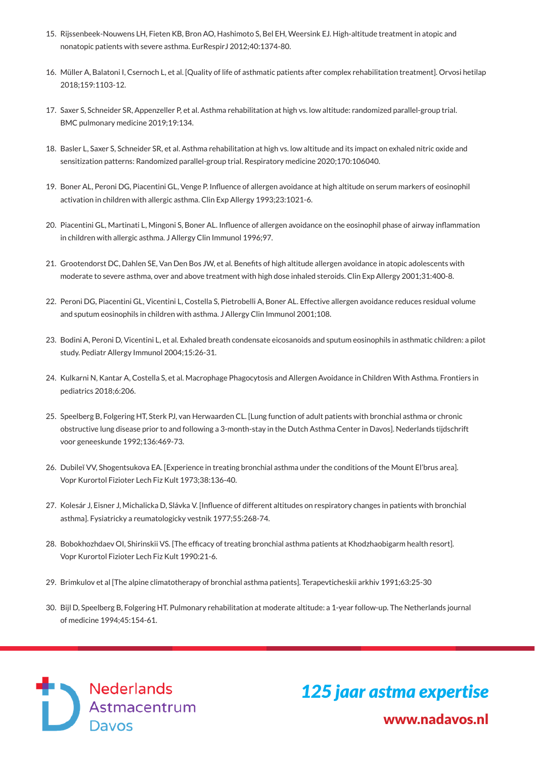15. Rijssenbeek-Nouwens LH, Fieten KB, Bron AO, Hashimoto S, Bel EH, Weersink EJ. High-altitude treatment in atopic and nonatopic patients with severe asthma. EurRespirJ 2012;40:1374-80.

16. Müller A, Balatoni I, Csernoch L, et al. [Quality of life of asthmatic patients after complex rehabilitation treatment]. Orvosi hetilap 2018;159:1103-12.

17. Saxer S, Schneider SR, Appenzeller P, et al. Asthma rehabilitation at high vs. low altitude: randomized parallel-group trial. BMC pulmonary medicine 2019;19:134.

18. Basler L, Saxer S, Schneider SR, et al. Asthma rehabilitation at high vs. low altitude and its impact on exhaled nitric oxide and sensitization patterns: Randomized parallel-group trial. Respiratory medicine 2020;170:106040.

19. Boner AL, Peroni DG, Piacentini GL, Venge P. Influence of allergen avoidance at high altitude on serum markers of eosinophil activation in children with allergic asthma. Clin Exp Allergy 1993;23:1021-6.

20. Piacentini GL, Martinati L, Mingoni S, Boner AL. Influence of allergen avoidance on the eosinophil phase of airway inflammation in children with allergic asthma. J Allergy Clin Immunol 1996;97.

21. Grootendorst DC, Dahlen SE, Van Den Bos JW, et al. Benefits of high altitude allergen avoidance in atopic adolescents with moderate to severe asthma, over and above treatment with high dose inhaled steroids. Clin Exp Allergy 2001;31:400-8.

22. Peroni DG, Piacentini GL, Vicentini L, Costella S, Pietrobelli A, Boner AL. Effective allergen avoidance reduces residual volume and sputum eosinophils in children with asthma. J Allergy Clin Immunol 2001;108.

23. Bodini A, Peroni D, Vicentini L, et al. Exhaled breath condensate eicosanoids and sputum eosinophils in asthmatic children: a pilot study. Pediatr Allergy Immunol 2004;15:26-31.

24. Kulkarni N, Kantar A, Costella S, et al. Macrophage Phagocytosis and Allergen Avoidance in Children With Asthma. Frontiers in pediatrics 2018;6:206.

25. Speelberg B, Folgering HT, Sterk PJ, van Herwaarden CL. [Lung function of adult patients with bronchial asthma or chronic obstructive lung disease prior to and following a 3-month-stay in the Dutch Asthma Center in Davos]. Nederlands tijdschrift voor geneeskunde 1992;136:469-73.

26. Dubileĭ VV, Shogentsukova EA. [Experience in treating bronchial asthma under the conditions of the Mount El'brus area]. Vopr Kurortol Fizioter Lech Fiz Kult 1973;38:136-40.

27. Kolesár J, Eisner J, Michalicka D, Slávka V. [Influence of different altitudes on respiratory changes in patients with bronchial asthma]. Fysiatricky a reumatologicky vestnik 1977;55:268-74.

28. Bobokhozhdaev OI, Shirinskii VS. [The efficacy of treating bronchial asthma patients at Khodzhaobigarm health resort]. Vopr Kurortol Fizioter Lech Fiz Kult 1990:21-6.

29. Brimkulov et al [The alpine climatotherapy of bronchial asthma patients]. Terapevticheskii arkhiv 1991;63:25-30

30. Bijl D, Speelberg B, Folgering HT. Pulmonary rehabilitation at moderate altitude: a 1-year follow-up. The Netherlands journal of medicine 1994;45:154-61.

Nederlands Astmacentrum Davos

*125 jaar astma expertise*

**www.nadavos.nl**